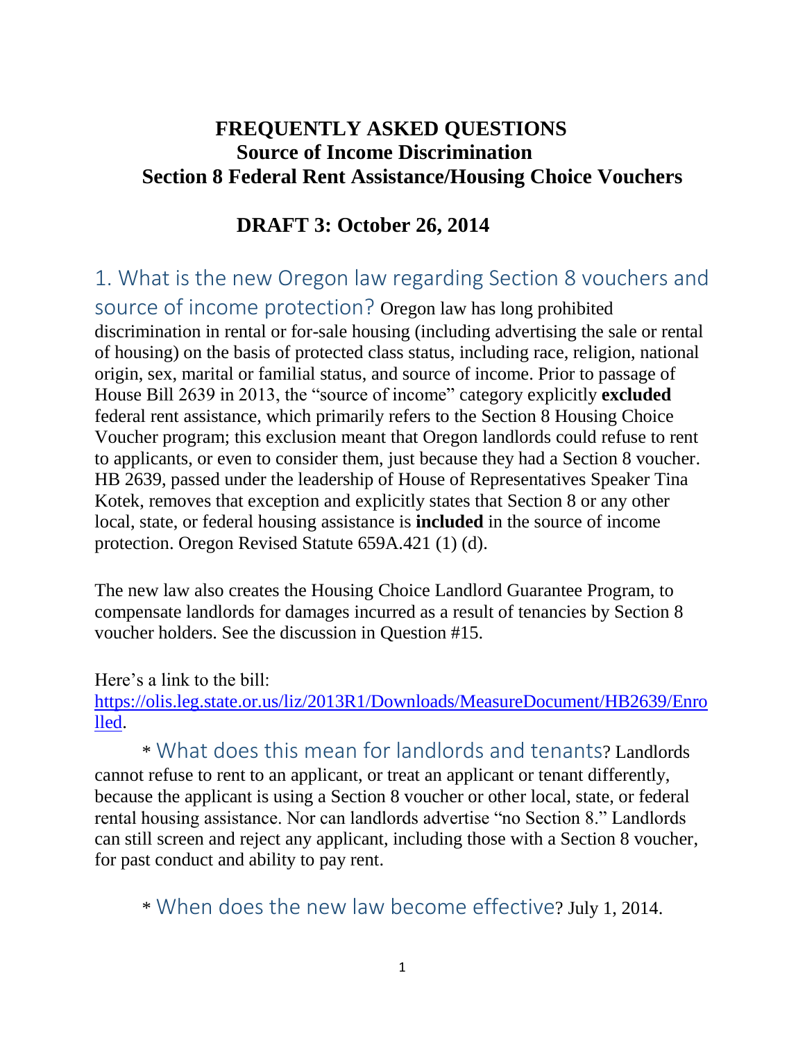# FREQUENTLY ASKED QUESTIONS
## Source of Income Discrimination
## Section 8 Federal Rent Assistance/Housing Choice Vouchers

### DRAFT 3: October 26, 2014

## 1. What is the new Oregon law regarding Section 8 vouchers and source of income protection?

Oregon law has long prohibited discrimination in rental or for-sale housing (including advertising the sale or rental of housing) on the basis of protected class status, including race, religion, national origin, sex, marital or familial status, and source of income. Prior to passage of House Bill 2639 in 2013, the "source of income" category explicitly **excluded** federal rent assistance, which primarily refers to the Section 8 Housing Choice Voucher program; this exclusion meant that Oregon landlords could refuse to rent to applicants, or even to consider them, just because they had a Section 8 voucher. HB 2639, passed under the leadership of House of Representatives Speaker Tina Kotek, removes that exception and explicitly states that Section 8 or any other local, state, or federal housing assistance is **included** in the source of income protection. Oregon Revised Statute 659A.421 (1) (d).

The new law also creates the Housing Choice Landlord Guarantee Program, to compensate landlords for damages incurred as a result of tenancies by Section 8 voucher holders. See the discussion in Question #15.

Here's a link to the bill: [https://olis.leg.state.or.us/liz/2013R1/Downloads/MeasureDocument/HB2639/Enrolled](https://olis.leg.state.or.us/liz/2013R1/Downloads/MeasureDocument/HB2639/Enrolled).

* **What does this mean for landlords and tenants?** Landlords cannot refuse to rent to an applicant, or treat an applicant or tenant differently, because the applicant is using a Section 8 voucher or other local, state, or federal rental housing assistance. Nor can landlords advertise "no Section 8." Landlords can still screen and reject any applicant, including those with a Section 8 voucher, for past conduct and ability to pay rent.

* **When does the new law become effective?** July 1, 2014.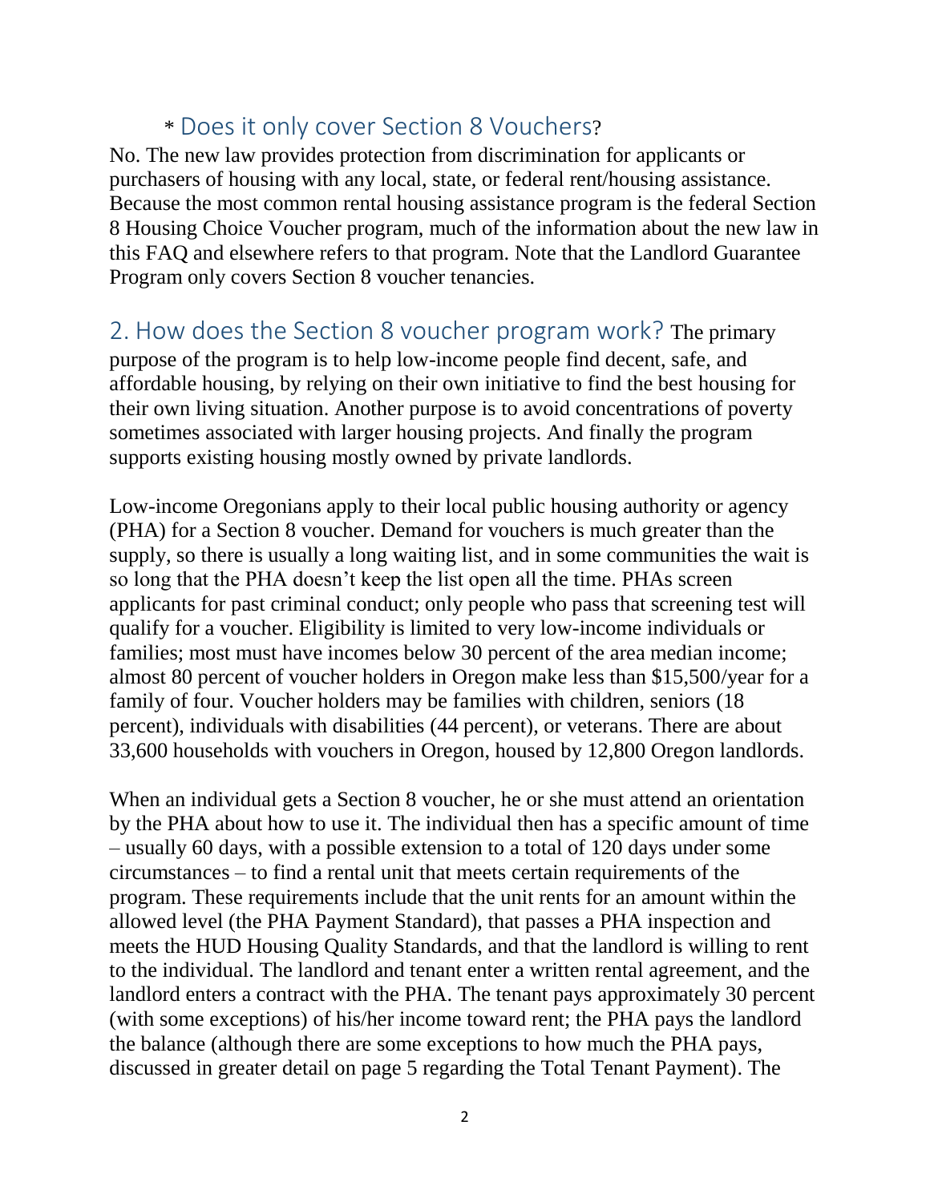### * Does it only cover Section 8 Vouchers?

No. The new law provides protection from discrimination for applicants or purchasers of housing with any local, state, or federal rent/housing assistance. Because the most common rental housing assistance program is the federal Section 8 Housing Choice Voucher program, much of the information about the new law in this FAQ and elsewhere refers to that program. Note that the Landlord Guarantee Program only covers Section 8 voucher tenancies.

## 2. How does the Section 8 voucher program work?

The primary purpose of the program is to help low-income people find decent, safe, and affordable housing, by relying on their own initiative to find the best housing for their own living situation. Another purpose is to avoid concentrations of poverty sometimes associated with larger housing projects. And finally the program supports existing housing mostly owned by private landlords.

Low-income Oregonians apply to their local public housing authority or agency (PHA) for a Section 8 voucher. Demand for vouchers is much greater than the supply, so there is usually a long waiting list, and in some communities the wait is so long that the PHA doesn't keep the list open all the time. PHAs screen applicants for past criminal conduct; only people who pass that screening test will qualify for a voucher. Eligibility is limited to very low-income individuals or families; most must have incomes below 30 percent of the area median income; almost 80 percent of voucher holders in Oregon make less than $15,500/year for a family of four. Voucher holders may be families with children, seniors (18 percent), individuals with disabilities (44 percent), or veterans. There are about 33,600 households with vouchers in Oregon, housed by 12,800 Oregon landlords.

When an individual gets a Section 8 voucher, he or she must attend an orientation by the PHA about how to use it. The individual then has a specific amount of time – usually 60 days, with a possible extension to a total of 120 days under some circumstances – to find a rental unit that meets certain requirements of the program. These requirements include that the unit rents for an amount within the allowed level (the PHA Payment Standard), that passes a PHA inspection and meets the HUD Housing Quality Standards, and that the landlord is willing to rent to the individual. The landlord and tenant enter a written rental agreement, and the landlord enters a contract with the PHA. The tenant pays approximately 30 percent (with some exceptions) of his/her income toward rent; the PHA pays the landlord the balance (although there are some exceptions to how much the PHA pays, discussed in greater detail on page 5 regarding the Total Tenant Payment). The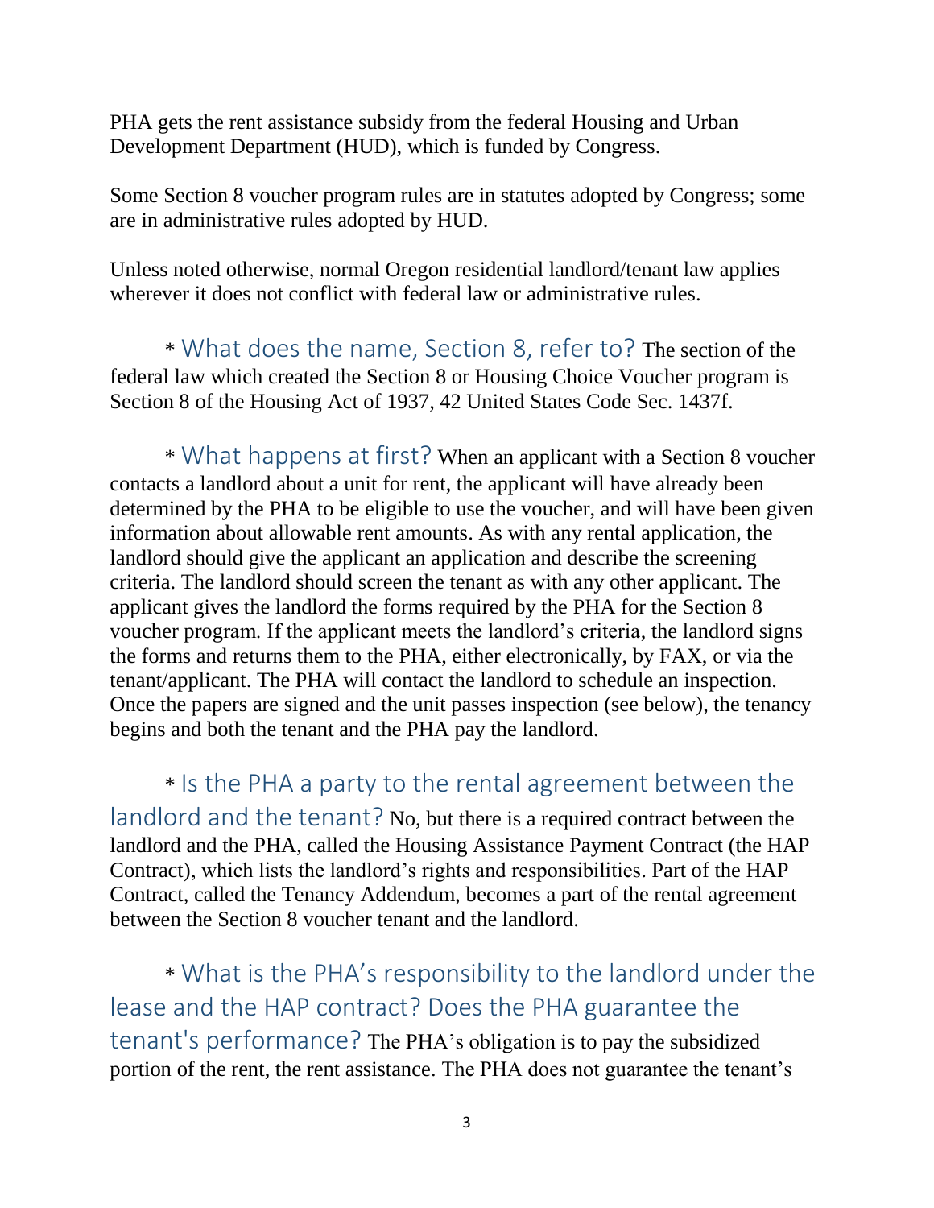PHA gets the rent assistance subsidy from the federal Housing and Urban Development Department (HUD), which is funded by Congress.

Some Section 8 voucher program rules are in statutes adopted by Congress; some are in administrative rules adopted by HUD.

Unless noted otherwise, normal Oregon residential landlord/tenant law applies wherever it does not conflict with federal law or administrative rules.

* **What does the name, Section 8, refer to?** The section of the federal law which created the Section 8 or Housing Choice Voucher program is Section 8 of the Housing Act of 1937, 42 United States Code Sec. 1437f.

* **What happens at first?** When an applicant with a Section 8 voucher contacts a landlord about a unit for rent, the applicant will have already been determined by the PHA to be eligible to use the voucher, and will have been given information about allowable rent amounts. As with any rental application, the landlord should give the applicant an application and describe the screening criteria. The landlord should screen the tenant as with any other applicant. The applicant gives the landlord the forms required by the PHA for the Section 8 voucher program. If the applicant meets the landlord's criteria, the landlord signs the forms and returns them to the PHA, either electronically, by FAX, or via the tenant/applicant. The PHA will contact the landlord to schedule an inspection. Once the papers are signed and the unit passes inspection (see below), the tenancy begins and both the tenant and the PHA pay the landlord.

* **Is the PHA a party to the rental agreement between the landlord and the tenant?** No, but there is a required contract between the landlord and the PHA, called the Housing Assistance Payment Contract (the HAP Contract), which lists the landlord's rights and responsibilities. Part of the HAP Contract, called the Tenancy Addendum, becomes a part of the rental agreement between the Section 8 voucher tenant and the landlord.

* **What is the PHA's responsibility to the landlord under the lease and the HAP contract? Does the PHA guarantee the tenant's performance?** The PHA's obligation is to pay the subsidized portion of the rent, the rent assistance. The PHA does not guarantee the tenant's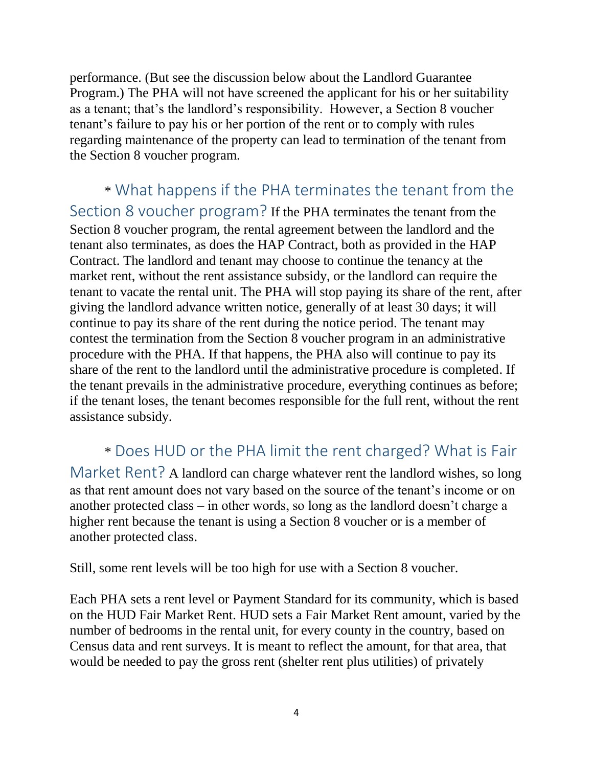performance. (But see the discussion below about the Landlord Guarantee Program.) The PHA will not have screened the applicant for his or her suitability as a tenant; that's the landlord's responsibility. However, a Section 8 voucher tenant's failure to pay his or her portion of the rent or to comply with rules regarding maintenance of the property can lead to termination of the tenant from the Section 8 voucher program.

### * What happens if the PHA terminates the tenant from the Section 8 voucher program?

If the PHA terminates the tenant from the Section 8 voucher program, the rental agreement between the landlord and the tenant also terminates, as does the HAP Contract, both as provided in the HAP Contract. The landlord and tenant may choose to continue the tenancy at the market rent, without the rent assistance subsidy, or the landlord can require the tenant to vacate the rental unit. The PHA will stop paying its share of the rent, after giving the landlord advance written notice, generally of at least 30 days; it will continue to pay its share of the rent during the notice period. The tenant may contest the termination from the Section 8 voucher program in an administrative procedure with the PHA. If that happens, the PHA also will continue to pay its share of the rent to the landlord until the administrative procedure is completed. If the tenant prevails in the administrative procedure, everything continues as before; if the tenant loses, the tenant becomes responsible for the full rent, without the rent assistance subsidy.

### * Does HUD or the PHA limit the rent charged? What is Fair Market Rent?

A landlord can charge whatever rent the landlord wishes, so long as that rent amount does not vary based on the source of the tenant's income or on another protected class – in other words, so long as the landlord doesn't charge a higher rent because the tenant is using a Section 8 voucher or is a member of another protected class.

Still, some rent levels will be too high for use with a Section 8 voucher.

Each PHA sets a rent level or Payment Standard for its community, which is based on the HUD Fair Market Rent. HUD sets a Fair Market Rent amount, varied by the number of bedrooms in the rental unit, for every county in the country, based on Census data and rent surveys. It is meant to reflect the amount, for that area, that would be needed to pay the gross rent (shelter rent plus utilities) of privately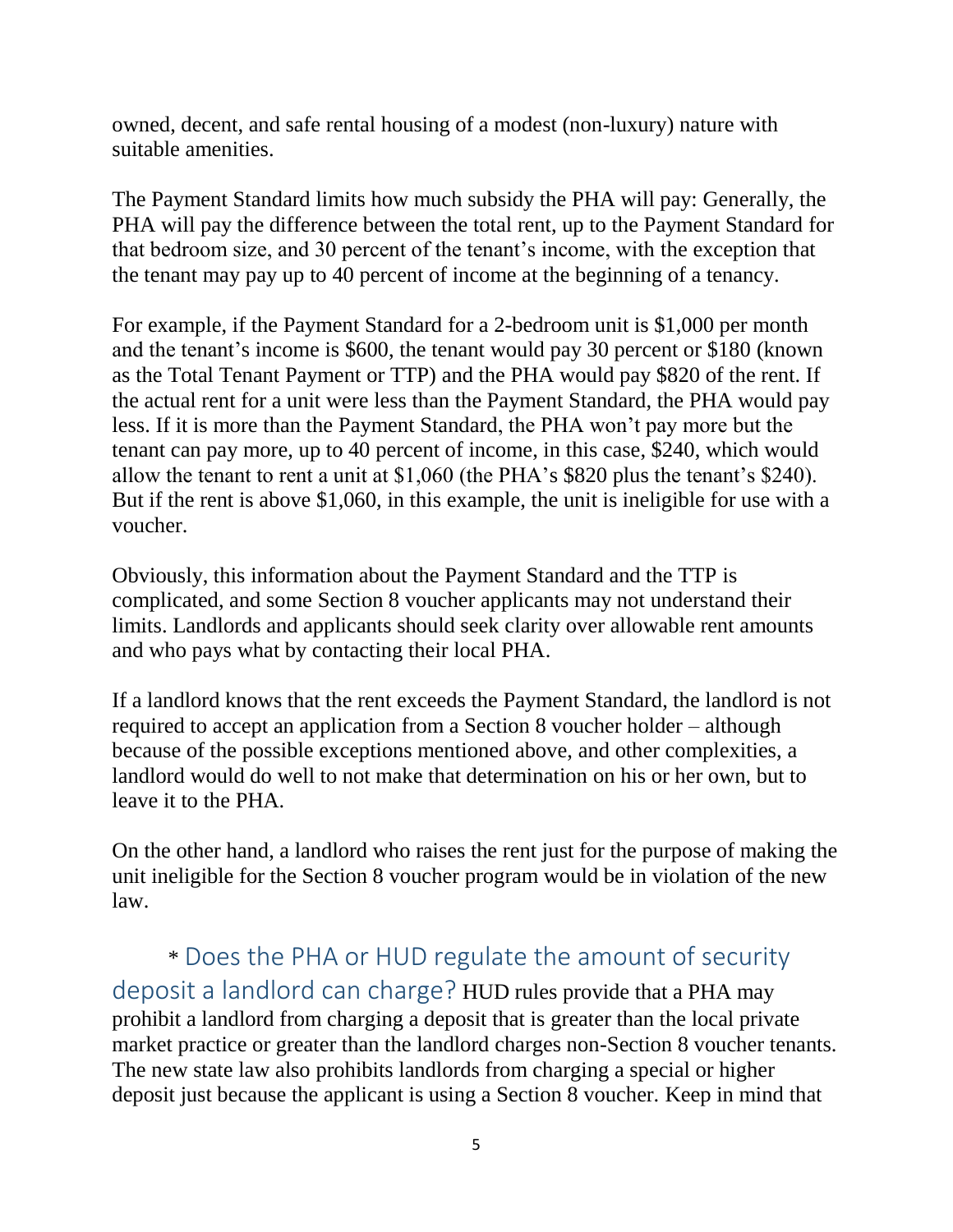owned, decent, and safe rental housing of a modest (non-luxury) nature with suitable amenities.

The Payment Standard limits how much subsidy the PHA will pay: Generally, the PHA will pay the difference between the total rent, up to the Payment Standard for that bedroom size, and 30 percent of the tenant's income, with the exception that the tenant may pay up to 40 percent of income at the beginning of a tenancy.

For example, if the Payment Standard for a 2-bedroom unit is $1,000 per month and the tenant's income is $600, the tenant would pay 30 percent or $180 (known as the Total Tenant Payment or TTP) and the PHA would pay $820 of the rent. If the actual rent for a unit were less than the Payment Standard, the PHA would pay less. If it is more than the Payment Standard, the PHA won't pay more but the tenant can pay more, up to 40 percent of income, in this case, $240, which would allow the tenant to rent a unit at $1,060 (the PHA's $820 plus the tenant's $240). But if the rent is above $1,060, in this example, the unit is ineligible for use with a voucher.

Obviously, this information about the Payment Standard and the TTP is complicated, and some Section 8 voucher applicants may not understand their limits. Landlords and applicants should seek clarity over allowable rent amounts and who pays what by contacting their local PHA.

If a landlord knows that the rent exceeds the Payment Standard, the landlord is not required to accept an application from a Section 8 voucher holder – although because of the possible exceptions mentioned above, and other complexities, a landlord would do well to not make that determination on his or her own, but to leave it to the PHA.

On the other hand, a landlord who raises the rent just for the purpose of making the unit ineligible for the Section 8 voucher program would be in violation of the new law.

### * Does the PHA or HUD regulate the amount of security deposit a landlord can charge?

HUD rules provide that a PHA may prohibit a landlord from charging a deposit that is greater than the local private market practice or greater than the landlord charges non-Section 8 voucher tenants. The new state law also prohibits landlords from charging a special or higher deposit just because the applicant is using a Section 8 voucher. Keep in mind that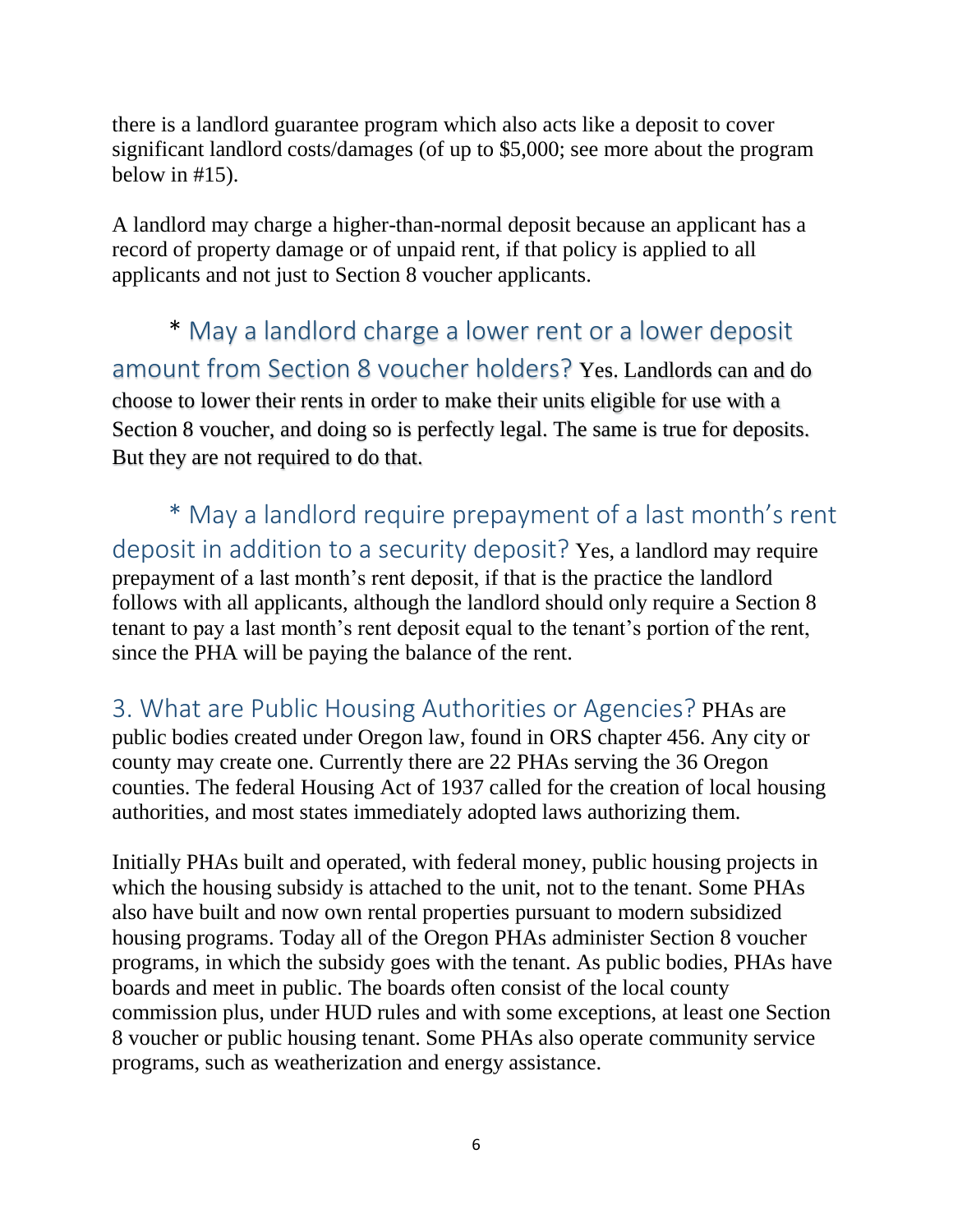there is a landlord guarantee program which also acts like a deposit to cover significant landlord costs/damages (of up to $5,000; see more about the program below in #15).

A landlord may charge a higher-than-normal deposit because an applicant has a record of property damage or of unpaid rent, if that policy is applied to all applicants and not just to Section 8 voucher applicants.

### * May a landlord charge a lower rent or a lower deposit amount from Section 8 voucher holders?

Yes. Landlords can and do choose to lower their rents in order to make their units eligible for use with a Section 8 voucher, and doing so is perfectly legal. The same is true for deposits. But they are not required to do that.

### * May a landlord require prepayment of a last month's rent deposit in addition to a security deposit?

Yes, a landlord may require prepayment of a last month's rent deposit, if that is the practice the landlord follows with all applicants, although the landlord should only require a Section 8 tenant to pay a last month's rent deposit equal to the tenant's portion of the rent, since the PHA will be paying the balance of the rent.

## 3. What are Public Housing Authorities or Agencies?

PHAs are public bodies created under Oregon law, found in ORS chapter 456. Any city or county may create one. Currently there are 22 PHAs serving the 36 Oregon counties. The federal Housing Act of 1937 called for the creation of local housing authorities, and most states immediately adopted laws authorizing them.

Initially PHAs built and operated, with federal money, public housing projects in which the housing subsidy is attached to the unit, not to the tenant. Some PHAs also have built and now own rental properties pursuant to modern subsidized housing programs. Today all of the Oregon PHAs administer Section 8 voucher programs, in which the subsidy goes with the tenant. As public bodies, PHAs have boards and meet in public. The boards often consist of the local county commission plus, under HUD rules and with some exceptions, at least one Section 8 voucher or public housing tenant. Some PHAs also operate community service programs, such as weatherization and energy assistance.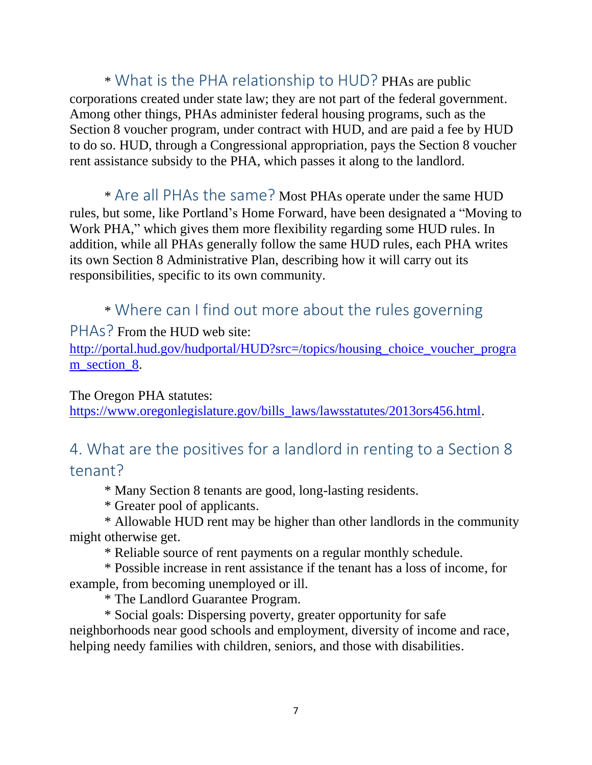* What is the PHA relationship to HUD? PHAs are public corporations created under state law; they are not part of the federal government. Among other things, PHAs administer federal housing programs, such as the Section 8 voucher program, under contract with HUD, and are paid a fee by HUD to do so. HUD, through a Congressional appropriation, pays the Section 8 voucher rent assistance subsidy to the PHA, which passes it along to the landlord.

* Are all PHAs the same? Most PHAs operate under the same HUD rules, but some, like Portland's Home Forward, have been designated a "Moving to Work PHA," which gives them more flexibility regarding some HUD rules. In addition, while all PHAs generally follow the same HUD rules, each PHA writes its own Section 8 Administrative Plan, describing how it will carry out its responsibilities, specific to its own community.

* Where can I find out more about the rules governing PHAs? From the HUD web site: http://portal.hud.gov/hudportal/HUD?src=/topics/housing_choice_voucher_program_section_8.

The Oregon PHA statutes: https://www.oregonlegislature.gov/bills_laws/lawsstatutes/2013ors456.html.

## 4. What are the positives for a landlord in renting to a Section 8 tenant?

* Many Section 8 tenants are good, long-lasting residents.
* Greater pool of applicants.
* Allowable HUD rent may be higher than other landlords in the community might otherwise get.
* Reliable source of rent payments on a regular monthly schedule.
* Possible increase in rent assistance if the tenant has a loss of income, for example, from becoming unemployed or ill.
* The Landlord Guarantee Program.
* Social goals: Dispersing poverty, greater opportunity for safe neighborhoods near good schools and employment, diversity of income and race, helping needy families with children, seniors, and those with disabilities.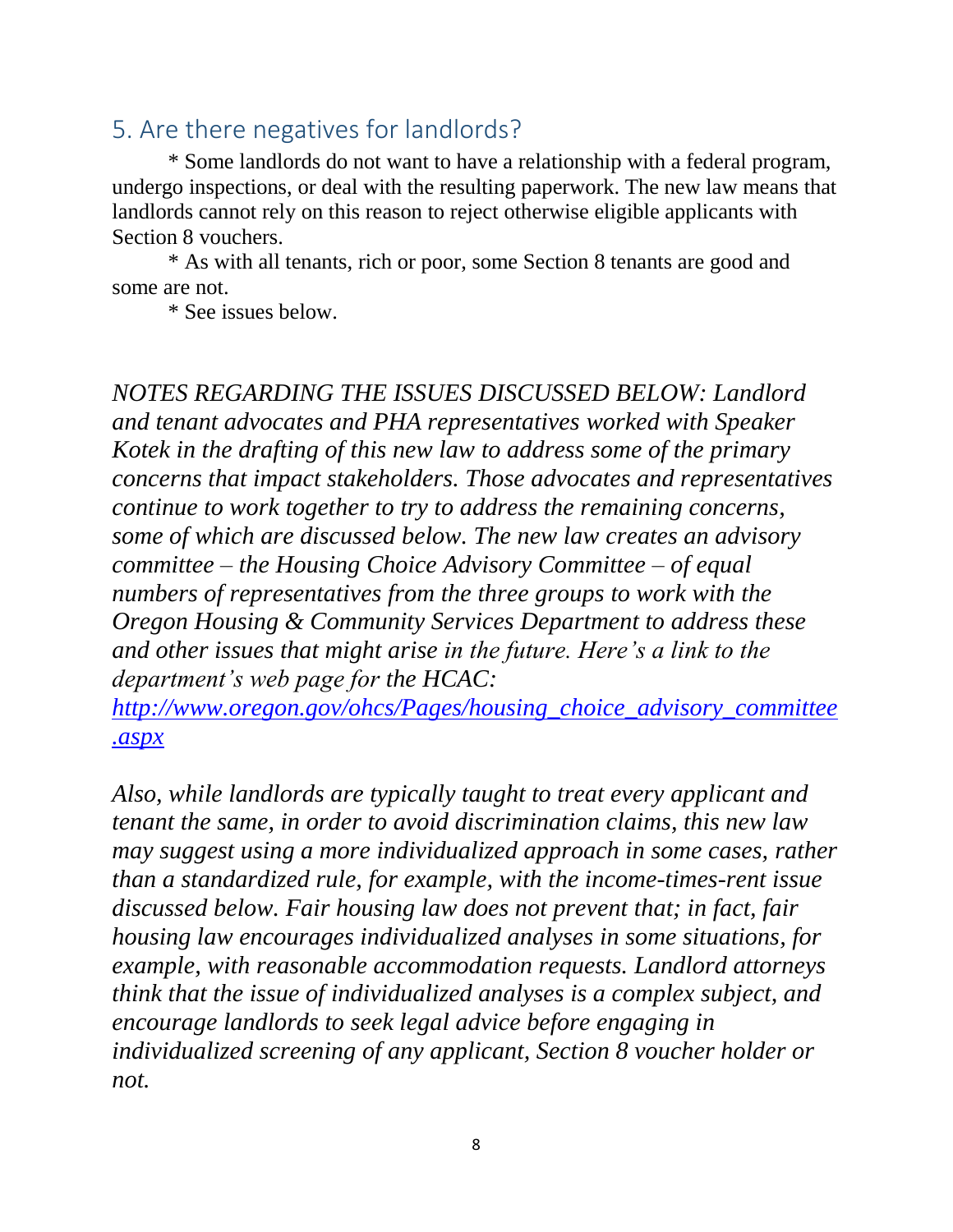## 5. Are there negatives for landlords?

\* Some landlords do not want to have a relationship with a federal program, undergo inspections, or deal with the resulting paperwork. The new law means that landlords cannot rely on this reason to reject otherwise eligible applicants with Section 8 vouchers.

\* As with all tenants, rich or poor, some Section 8 tenants are good and some are not.

\* See issues below.

*NOTES REGARDING THE ISSUES DISCUSSED BELOW: Landlord and tenant advocates and PHA representatives worked with Speaker Kotek in the drafting of this new law to address some of the primary concerns that impact stakeholders. Those advocates and representatives continue to work together to try to address the remaining concerns, some of which are discussed below. The new law creates an advisory committee – the Housing Choice Advisory Committee – of equal numbers of representatives from the three groups to work with the Oregon Housing & Community Services Department to address these and other issues that might arise in the future. Here's a link to the department's web page for the HCAC: [http://www.oregon.gov/ohcs/Pages/housing_choice_advisory_committee.aspx](http://www.oregon.gov/ohcs/Pages/housing_choice_advisory_committee.aspx)*

*Also, while landlords are typically taught to treat every applicant and tenant the same, in order to avoid discrimination claims, this new law may suggest using a more individualized approach in some cases, rather than a standardized rule, for example, with the income-times-rent issue discussed below. Fair housing law does not prevent that; in fact, fair housing law encourages individualized analyses in some situations, for example, with reasonable accommodation requests. Landlord attorneys think that the issue of individualized analyses is a complex subject, and encourage landlords to seek legal advice before engaging in individualized screening of any applicant, Section 8 voucher holder or not.*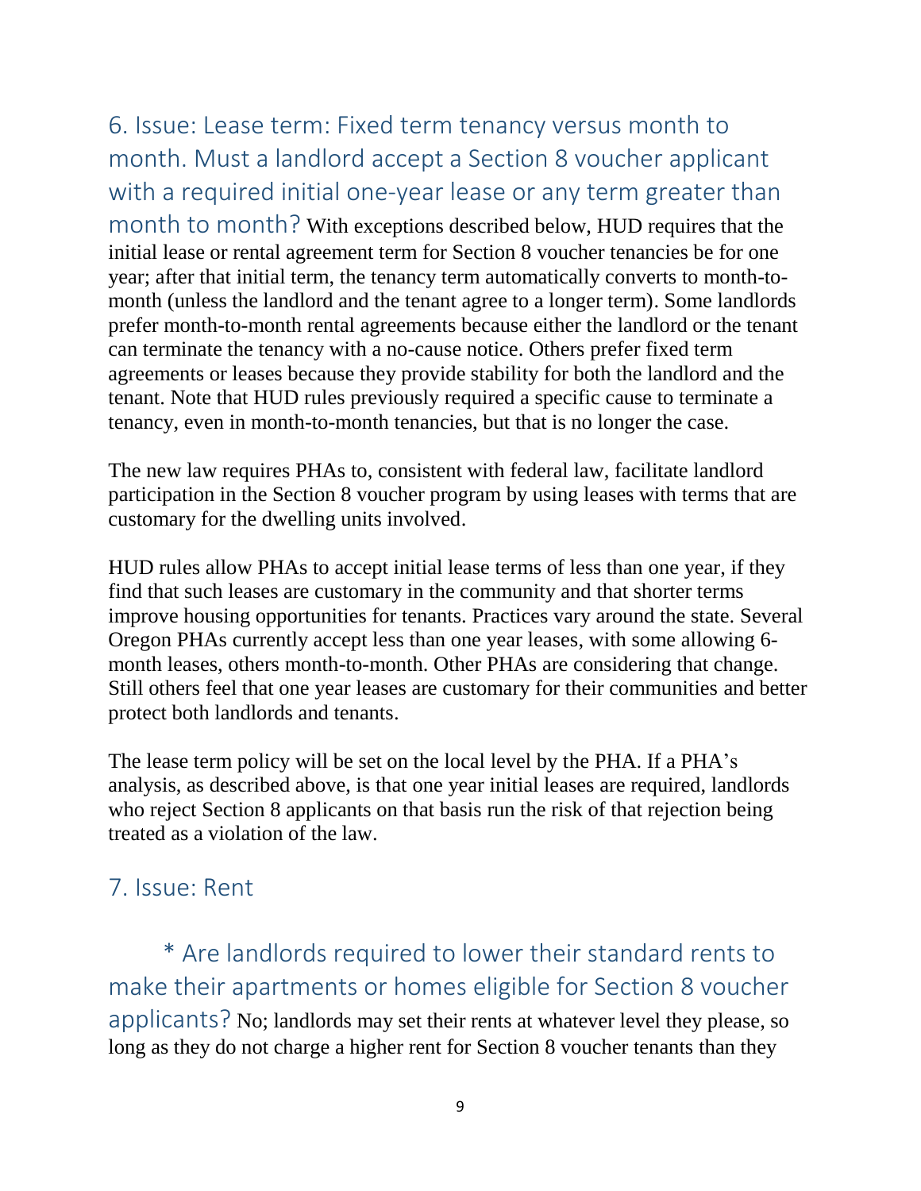## 6. Issue: Lease term: Fixed term tenancy versus month to month. Must a landlord accept a Section 8 voucher applicant with a required initial one-year lease or any term greater than month to month?

With exceptions described below, HUD requires that the initial lease or rental agreement term for Section 8 voucher tenancies be for one year; after that initial term, the tenancy term automatically converts to month-to-month (unless the landlord and the tenant agree to a longer term). Some landlords prefer month-to-month rental agreements because either the landlord or the tenant can terminate the tenancy with a no-cause notice. Others prefer fixed term agreements or leases because they provide stability for both the landlord and the tenant. Note that HUD rules previously required a specific cause to terminate a tenancy, even in month-to-month tenancies, but that is no longer the case.

The new law requires PHAs to, consistent with federal law, facilitate landlord participation in the Section 8 voucher program by using leases with terms that are customary for the dwelling units involved.

HUD rules allow PHAs to accept initial lease terms of less than one year, if they find that such leases are customary in the community and that shorter terms improve housing opportunities for tenants. Practices vary around the state. Several Oregon PHAs currently accept less than one year leases, with some allowing 6-month leases, others month-to-month. Other PHAs are considering that change. Still others feel that one year leases are customary for their communities and better protect both landlords and tenants.

The lease term policy will be set on the local level by the PHA. If a PHA's analysis, as described above, is that one year initial leases are required, landlords who reject Section 8 applicants on that basis run the risk of that rejection being treated as a violation of the law.

## 7. Issue: Rent

### * Are landlords required to lower their standard rents to make their apartments or homes eligible for Section 8 voucher applicants?

No; landlords may set their rents at whatever level they please, so long as they do not charge a higher rent for Section 8 voucher tenants than they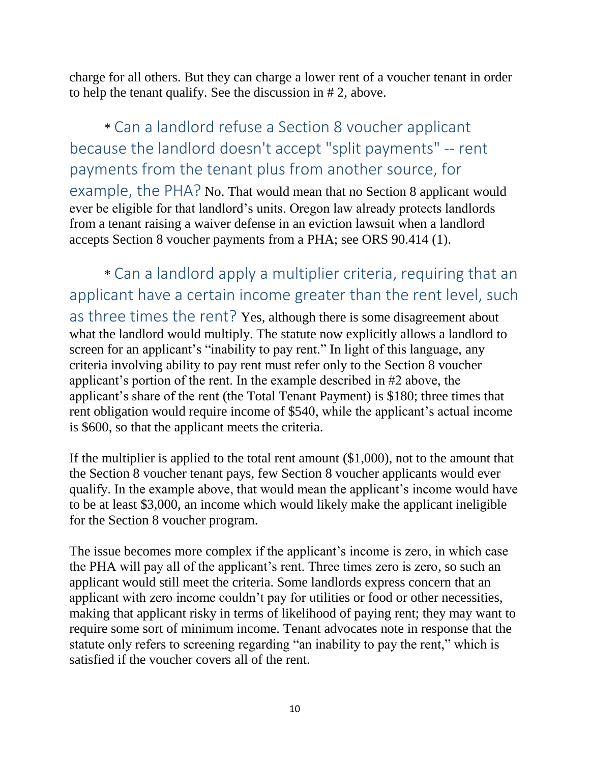charge for all others. But they can charge a lower rent of a voucher tenant in order to help the tenant qualify. See the discussion in # 2, above.

* Can a landlord refuse a Section 8 voucher applicant because the landlord doesn't accept "split payments" -- rent payments from the tenant plus from another source, for example, the PHA? No. That would mean that no Section 8 applicant would ever be eligible for that landlord's units. Oregon law already protects landlords from a tenant raising a waiver defense in an eviction lawsuit when a landlord accepts Section 8 voucher payments from a PHA; see ORS 90.414 (1).

* Can a landlord apply a multiplier criteria, requiring that an applicant have a certain income greater than the rent level, such as three times the rent? Yes, although there is some disagreement about what the landlord would multiply. The statute now explicitly allows a landlord to screen for an applicant's "inability to pay rent." In light of this language, any criteria involving ability to pay rent must refer only to the Section 8 voucher applicant's portion of the rent. In the example described in #2 above, the applicant's share of the rent (the Total Tenant Payment) is $180; three times that rent obligation would require income of $540, while the applicant's actual income is $600, so that the applicant meets the criteria.

If the multiplier is applied to the total rent amount ($1,000), not to the amount that the Section 8 voucher tenant pays, few Section 8 voucher applicants would ever qualify. In the example above, that would mean the applicant's income would have to be at least $3,000, an income which would likely make the applicant ineligible for the Section 8 voucher program.

The issue becomes more complex if the applicant's income is zero, in which case the PHA will pay all of the applicant's rent. Three times zero is zero, so such an applicant would still meet the criteria. Some landlords express concern that an applicant with zero income couldn't pay for utilities or food or other necessities, making that applicant risky in terms of likelihood of paying rent; they may want to require some sort of minimum income. Tenant advocates note in response that the statute only refers to screening regarding "an inability to pay the rent," which is satisfied if the voucher covers all of the rent.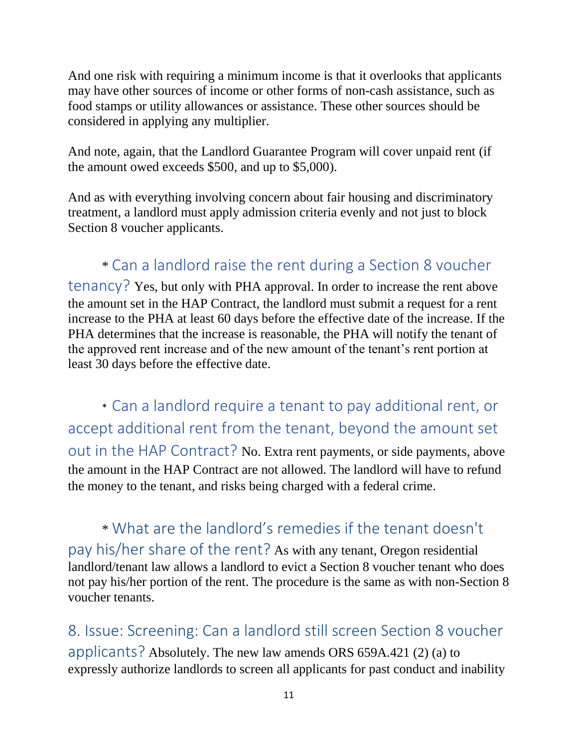And one risk with requiring a minimum income is that it overlooks that applicants may have other sources of income or other forms of non-cash assistance, such as food stamps or utility allowances or assistance. These other sources should be considered in applying any multiplier.

And note, again, that the Landlord Guarantee Program will cover unpaid rent (if the amount owed exceeds $500, and up to $5,000).

And as with everything involving concern about fair housing and discriminatory treatment, a landlord must apply admission criteria evenly and not just to block Section 8 voucher applicants.

* **Can a landlord raise the rent during a Section 8 voucher tenancy?** Yes, but only with PHA approval. In order to increase the rent above the amount set in the HAP Contract, the landlord must submit a request for a rent increase to the PHA at least 60 days before the effective date of the increase. If the PHA determines that the increase is reasonable, the PHA will notify the tenant of the approved rent increase and of the new amount of the tenant's rent portion at least 30 days before the effective date.

* **Can a landlord require a tenant to pay additional rent, or accept additional rent from the tenant, beyond the amount set out in the HAP Contract?** No. Extra rent payments, or side payments, above the amount in the HAP Contract are not allowed. The landlord will have to refund the money to the tenant, and risks being charged with a federal crime.

* **What are the landlord's remedies if the tenant doesn't pay his/her share of the rent?** As with any tenant, Oregon residential landlord/tenant law allows a landlord to evict a Section 8 voucher tenant who does not pay his/her portion of the rent. The procedure is the same as with non-Section 8 voucher tenants.

## 8. Issue: Screening: Can a landlord still screen Section 8 voucher applicants?

Absolutely. The new law amends ORS 659A.421 (2) (a) to expressly authorize landlords to screen all applicants for past conduct and inability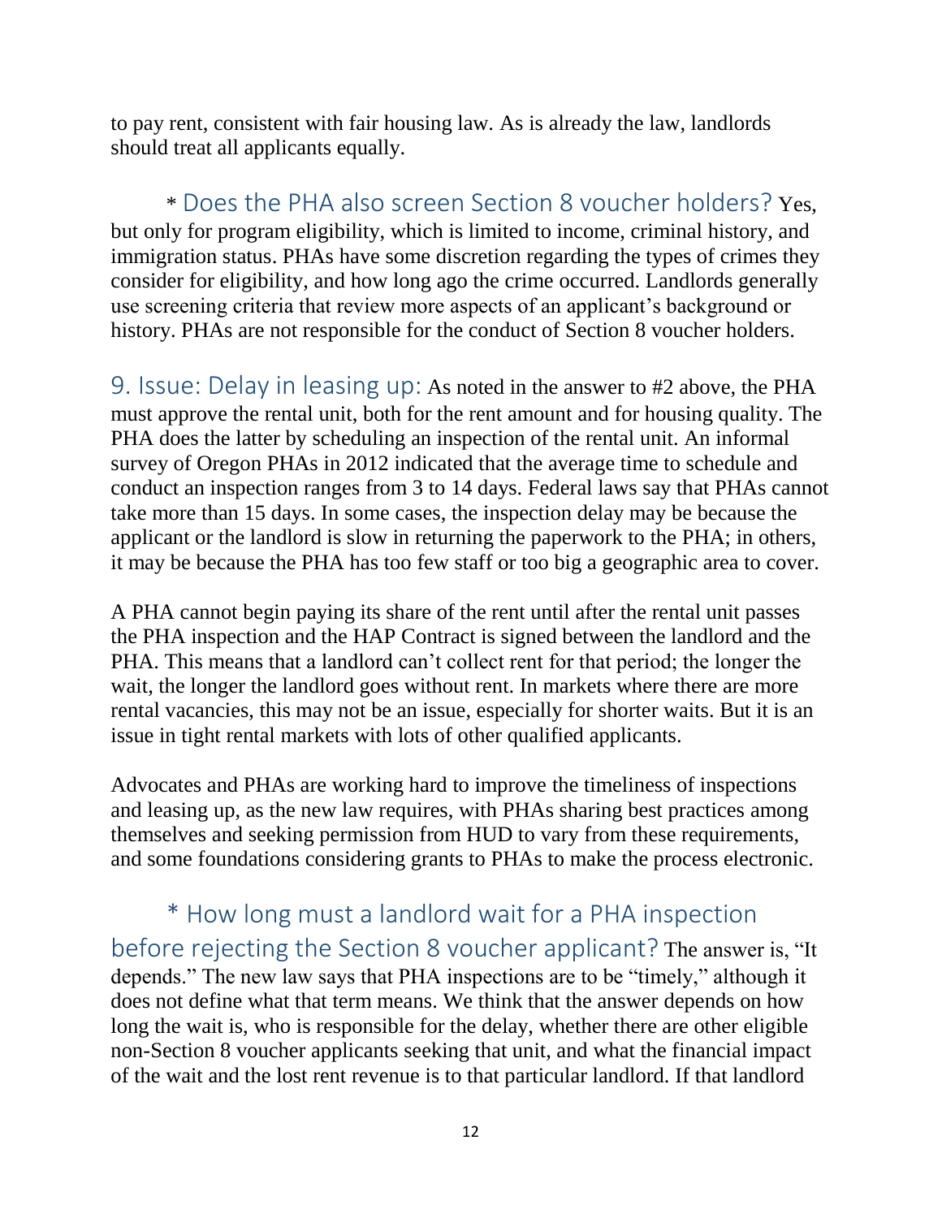to pay rent, consistent with fair housing law. As is already the law, landlords should treat all applicants equally.

### * Does the PHA also screen Section 8 voucher holders?

Yes, but only for program eligibility, which is limited to income, criminal history, and immigration status. PHAs have some discretion regarding the types of crimes they consider for eligibility, and how long ago the crime occurred. Landlords generally use screening criteria that review more aspects of an applicant's background or history. PHAs are not responsible for the conduct of Section 8 voucher holders.

## 9. Issue: Delay in leasing up:

As noted in the answer to #2 above, the PHA must approve the rental unit, both for the rent amount and for housing quality. The PHA does the latter by scheduling an inspection of the rental unit. An informal survey of Oregon PHAs in 2012 indicated that the average time to schedule and conduct an inspection ranges from 3 to 14 days. Federal laws say that PHAs cannot take more than 15 days. In some cases, the inspection delay may be because the applicant or the landlord is slow in returning the paperwork to the PHA; in others, it may be because the PHA has too few staff or too big a geographic area to cover.

A PHA cannot begin paying its share of the rent until after the rental unit passes the PHA inspection and the HAP Contract is signed between the landlord and the PHA. This means that a landlord can't collect rent for that period; the longer the wait, the longer the landlord goes without rent. In markets where there are more rental vacancies, this may not be an issue, especially for shorter waits. But it is an issue in tight rental markets with lots of other qualified applicants.

Advocates and PHAs are working hard to improve the timeliness of inspections and leasing up, as the new law requires, with PHAs sharing best practices among themselves and seeking permission from HUD to vary from these requirements, and some foundations considering grants to PHAs to make the process electronic.

### * How long must a landlord wait for a PHA inspection before rejecting the Section 8 voucher applicant?

The answer is, "It depends." The new law says that PHA inspections are to be "timely," although it does not define what that term means. We think that the answer depends on how long the wait is, who is responsible for the delay, whether there are other eligible non-Section 8 voucher applicants seeking that unit, and what the financial impact of the wait and the lost rent revenue is to that particular landlord. If that landlord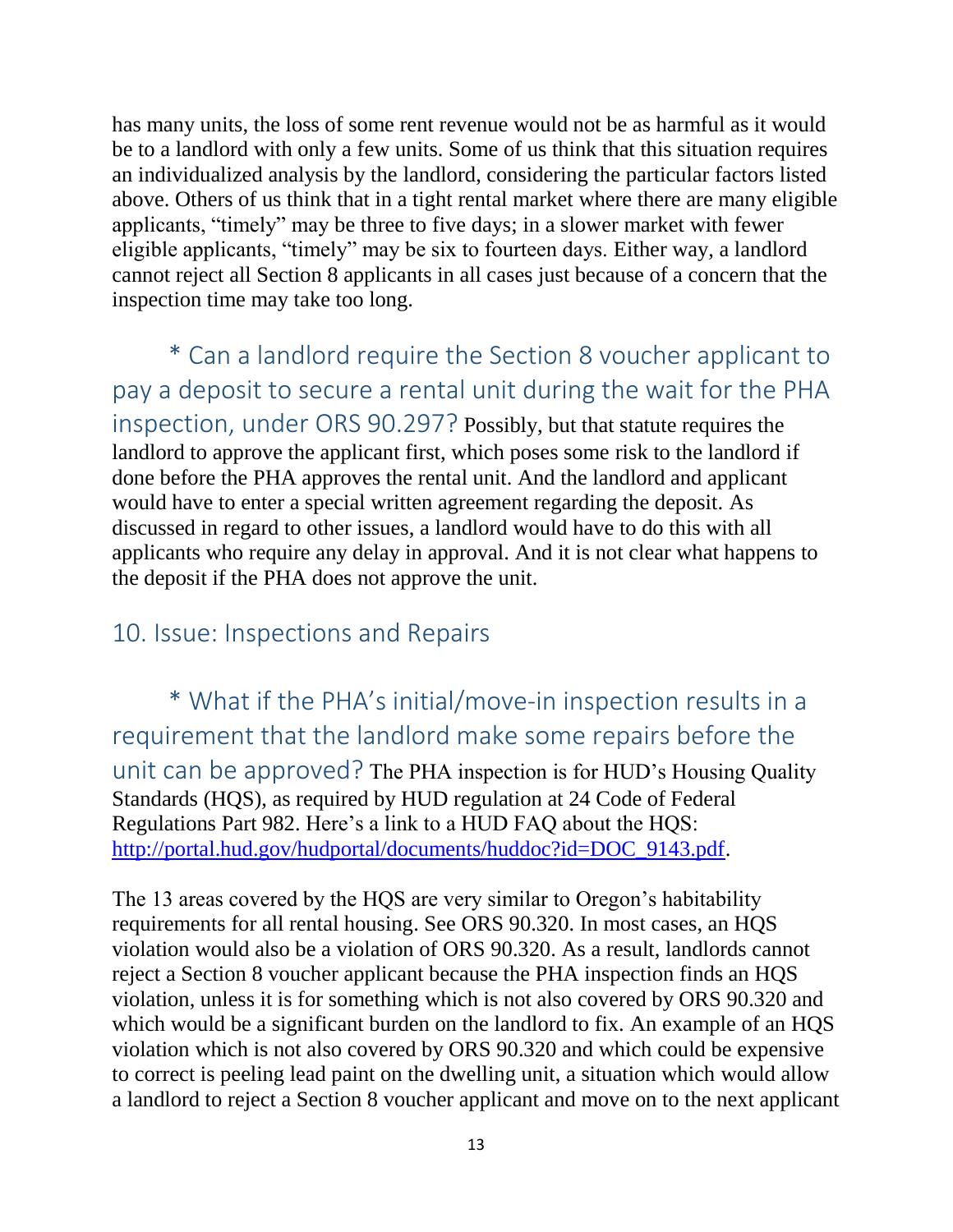has many units, the loss of some rent revenue would not be as harmful as it would be to a landlord with only a few units. Some of us think that this situation requires an individualized analysis by the landlord, considering the particular factors listed above. Others of us think that in a tight rental market where there are many eligible applicants, "timely" may be three to five days; in a slower market with fewer eligible applicants, "timely" may be six to fourteen days. Either way, a landlord cannot reject all Section 8 applicants in all cases just because of a concern that the inspection time may take too long.

**\* Can a landlord require the Section 8 voucher applicant to pay a deposit to secure a rental unit during the wait for the PHA inspection, under ORS 90.297?** Possibly, but that statute requires the landlord to approve the applicant first, which poses some risk to the landlord if done before the PHA approves the rental unit. And the landlord and applicant would have to enter a special written agreement regarding the deposit. As discussed in regard to other issues, a landlord would have to do this with all applicants who require any delay in approval. And it is not clear what happens to the deposit if the PHA does not approve the unit.

## 10. Issue: Inspections and Repairs

**\* What if the PHA's initial/move-in inspection results in a requirement that the landlord make some repairs before the unit can be approved?** The PHA inspection is for HUD's Housing Quality Standards (HQS), as required by HUD regulation at 24 Code of Federal Regulations Part 982. Here's a link to a HUD FAQ about the HQS: [http://portal.hud.gov/hudportal/documents/huddoc?id=DOC_9143.pdf](http://portal.hud.gov/hudportal/documents/huddoc?id=DOC_9143.pdf).

The 13 areas covered by the HQS are very similar to Oregon's habitability requirements for all rental housing. See ORS 90.320. In most cases, an HQS violation would also be a violation of ORS 90.320. As a result, landlords cannot reject a Section 8 voucher applicant because the PHA inspection finds an HQS violation, unless it is for something which is not also covered by ORS 90.320 and which would be a significant burden on the landlord to fix. An example of an HQS violation which is not also covered by ORS 90.320 and which could be expensive to correct is peeling lead paint on the dwelling unit, a situation which would allow a landlord to reject a Section 8 voucher applicant and move on to the next applicant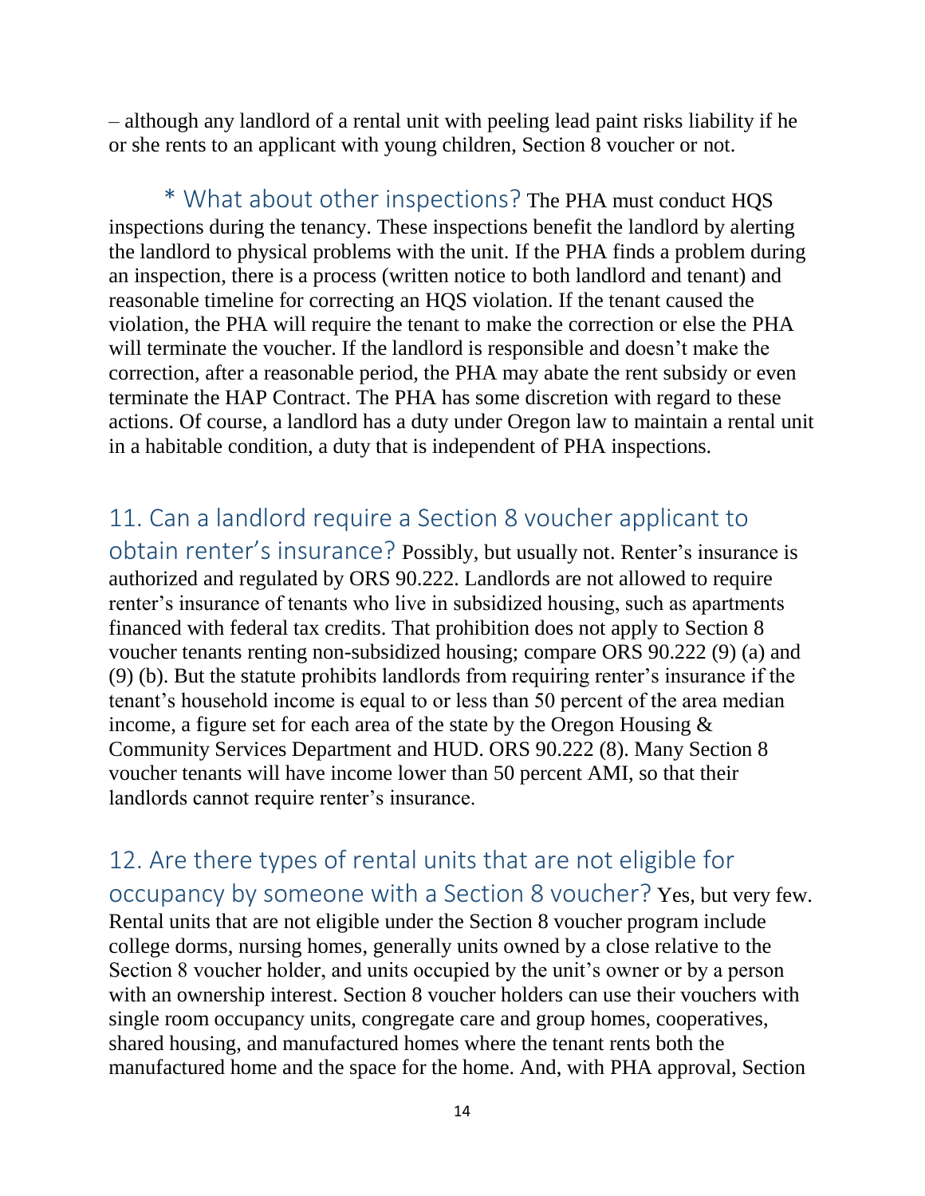– although any landlord of a rental unit with peeling lead paint risks liability if he or she rents to an applicant with young children, Section 8 voucher or not.

### * What about other inspections?

The PHA must conduct HQS inspections during the tenancy. These inspections benefit the landlord by alerting the landlord to physical problems with the unit. If the PHA finds a problem during an inspection, there is a process (written notice to both landlord and tenant) and reasonable timeline for correcting an HQS violation. If the tenant caused the violation, the PHA will require the tenant to make the correction or else the PHA will terminate the voucher. If the landlord is responsible and doesn't make the correction, after a reasonable period, the PHA may abate the rent subsidy or even terminate the HAP Contract. The PHA has some discretion with regard to these actions. Of course, a landlord has a duty under Oregon law to maintain a rental unit in a habitable condition, a duty that is independent of PHA inspections.

## 11. Can a landlord require a Section 8 voucher applicant to obtain renter's insurance?

Possibly, but usually not. Renter's insurance is authorized and regulated by ORS 90.222. Landlords are not allowed to require renter's insurance of tenants who live in subsidized housing, such as apartments financed with federal tax credits. That prohibition does not apply to Section 8 voucher tenants renting non-subsidized housing; compare ORS 90.222 (9) (a) and (9) (b). But the statute prohibits landlords from requiring renter's insurance if the tenant's household income is equal to or less than 50 percent of the area median income, a figure set for each area of the state by the Oregon Housing & Community Services Department and HUD. ORS 90.222 (8). Many Section 8 voucher tenants will have income lower than 50 percent AMI, so that their landlords cannot require renter's insurance.

## 12. Are there types of rental units that are not eligible for occupancy by someone with a Section 8 voucher?

Yes, but very few. Rental units that are not eligible under the Section 8 voucher program include college dorms, nursing homes, generally units owned by a close relative to the Section 8 voucher holder, and units occupied by the unit's owner or by a person with an ownership interest. Section 8 voucher holders can use their vouchers with single room occupancy units, congregate care and group homes, cooperatives, shared housing, and manufactured homes where the tenant rents both the manufactured home and the space for the home. And, with PHA approval, Section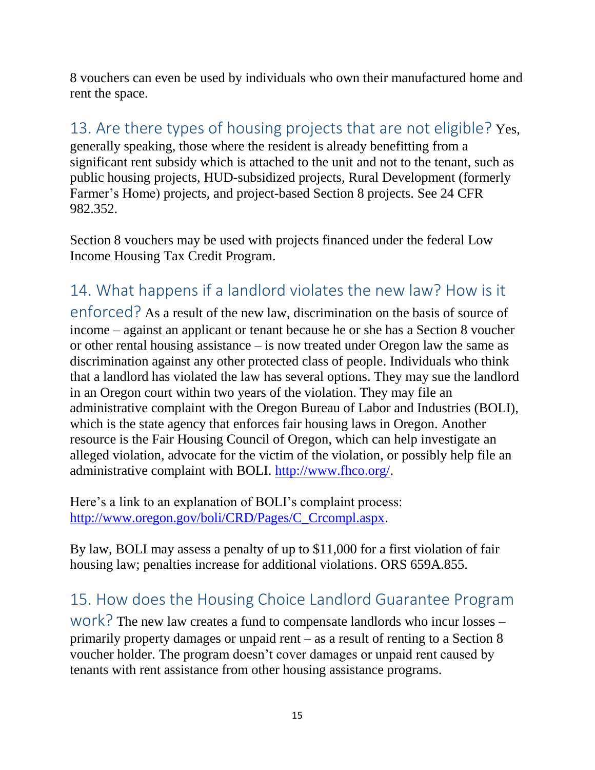8 vouchers can even be used by individuals who own their manufactured home and rent the space.

## 13. Are there types of housing projects that are not eligible?

Yes, generally speaking, those where the resident is already benefitting from a significant rent subsidy which is attached to the unit and not to the tenant, such as public housing projects, HUD-subsidized projects, Rural Development (formerly Farmer's Home) projects, and project-based Section 8 projects. See 24 CFR 982.352.

Section 8 vouchers may be used with projects financed under the federal Low Income Housing Tax Credit Program.

## 14. What happens if a landlord violates the new law? How is it enforced?

As a result of the new law, discrimination on the basis of source of income – against an applicant or tenant because he or she has a Section 8 voucher or other rental housing assistance – is now treated under Oregon law the same as discrimination against any other protected class of people. Individuals who think that a landlord has violated the law has several options. They may sue the landlord in an Oregon court within two years of the violation. They may file an administrative complaint with the Oregon Bureau of Labor and Industries (BOLI), which is the state agency that enforces fair housing laws in Oregon. Another resource is the Fair Housing Council of Oregon, which can help investigate an alleged violation, advocate for the victim of the violation, or possibly help file an administrative complaint with BOLI. [http://www.fhco.org/](http://www.fhco.org/).

Here's a link to an explanation of BOLI's complaint process: [http://www.oregon.gov/boli/CRD/Pages/C_Crcompl.aspx](http://www.oregon.gov/boli/CRD/Pages/C_Crcompl.aspx).

By law, BOLI may assess a penalty of up to $11,000 for a first violation of fair housing law; penalties increase for additional violations. ORS 659A.855.

## 15. How does the Housing Choice Landlord Guarantee Program work?

The new law creates a fund to compensate landlords who incur losses – primarily property damages or unpaid rent – as a result of renting to a Section 8 voucher holder. The program doesn't cover damages or unpaid rent caused by tenants with rent assistance from other housing assistance programs.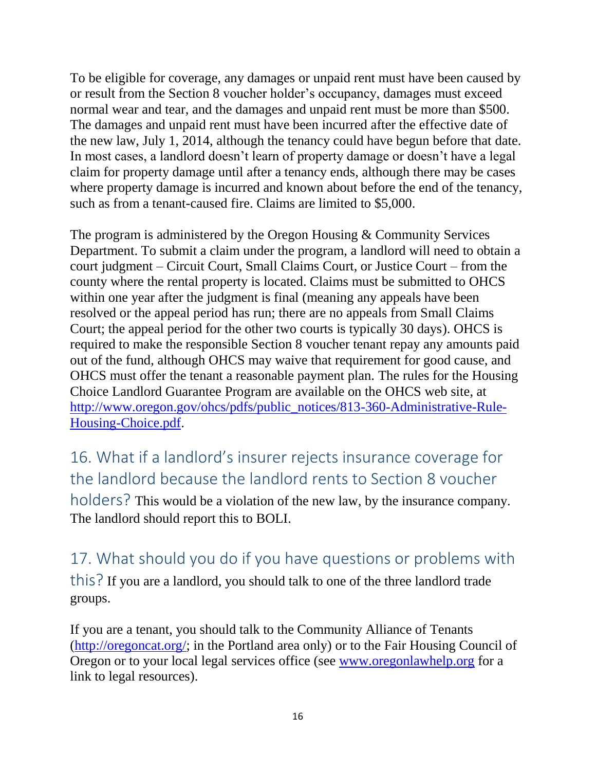To be eligible for coverage, any damages or unpaid rent must have been caused by or result from the Section 8 voucher holder's occupancy, damages must exceed normal wear and tear, and the damages and unpaid rent must be more than $500. The damages and unpaid rent must have been incurred after the effective date of the new law, July 1, 2014, although the tenancy could have begun before that date. In most cases, a landlord doesn't learn of property damage or doesn't have a legal claim for property damage until after a tenancy ends, although there may be cases where property damage is incurred and known about before the end of the tenancy, such as from a tenant-caused fire. Claims are limited to $5,000.

The program is administered by the Oregon Housing & Community Services Department. To submit a claim under the program, a landlord will need to obtain a court judgment – Circuit Court, Small Claims Court, or Justice Court – from the county where the rental property is located. Claims must be submitted to OHCS within one year after the judgment is final (meaning any appeals have been resolved or the appeal period has run; there are no appeals from Small Claims Court; the appeal period for the other two courts is typically 30 days). OHCS is required to make the responsible Section 8 voucher tenant repay any amounts paid out of the fund, although OHCS may waive that requirement for good cause, and OHCS must offer the tenant a reasonable payment plan. The rules for the Housing Choice Landlord Guarantee Program are available on the OHCS web site, at [http://www.oregon.gov/ohcs/pdfs/public_notices/813-360-Administrative-Rule-Housing-Choice.pdf](http://www.oregon.gov/ohcs/pdfs/public_notices/813-360-Administrative-Rule-Housing-Choice.pdf).

## 16. What if a landlord's insurer rejects insurance coverage for the landlord because the landlord rents to Section 8 voucher holders?

This would be a violation of the new law, by the insurance company. The landlord should report this to BOLI.

## 17. What should you do if you have questions or problems with this?

If you are a landlord, you should talk to one of the three landlord trade groups.

If you are a tenant, you should talk to the Community Alliance of Tenants ([http://oregoncat.org/](http://oregoncat.org/); in the Portland area only) or to the Fair Housing Council of Oregon or to your local legal services office (see [www.oregonlawhelp.org](www.oregonlawhelp.org) for a link to legal resources).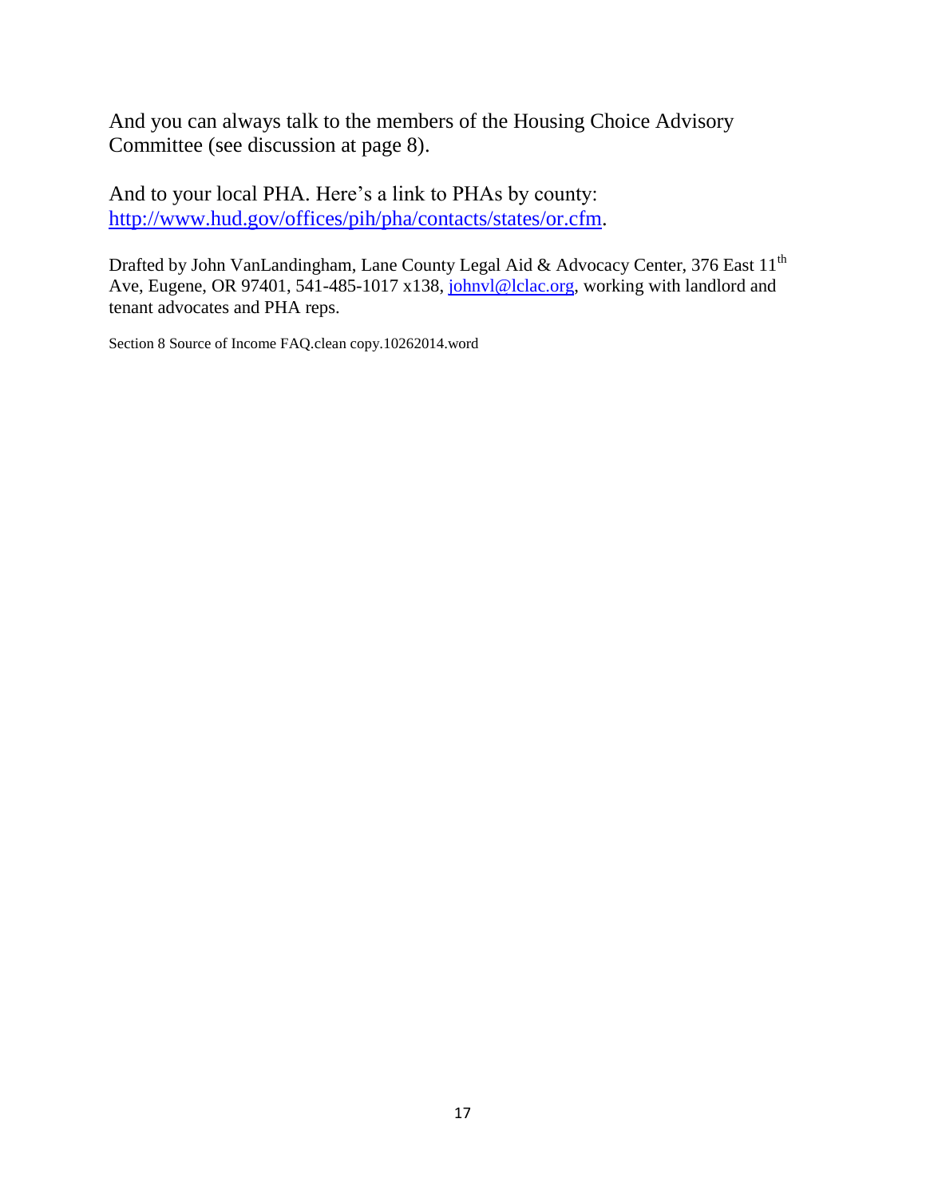And you can always talk to the members of the Housing Choice Advisory Committee (see discussion at page 8).

And to your local PHA. Here's a link to PHAs by county: http://www.hud.gov/offices/pih/pha/contacts/states/or.cfm.

Drafted by John VanLandingham, Lane County Legal Aid & Advocacy Center, 376 East 11th Ave, Eugene, OR 97401, 541-485-1017 x138, johnvl@lclac.org, working with landlord and tenant advocates and PHA reps.

Section 8 Source of Income FAQ.clean copy.10262014.word